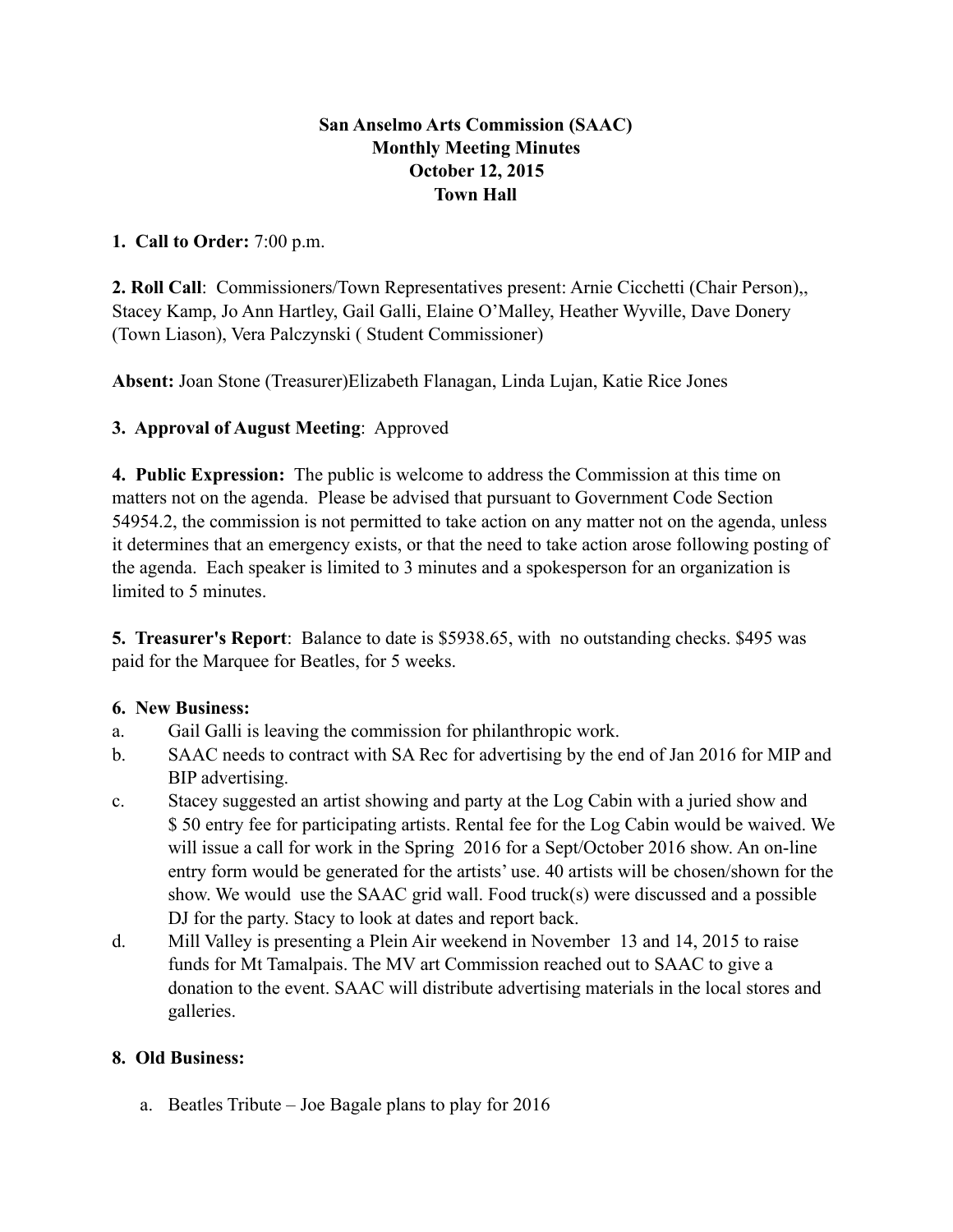**San Anselmo Arts Commission (SAAC)**
**Monthly Meeting Minutes**
**October 12, 2015**
**Town Hall**

**1. Call to Order:** 7:00 p.m.

**2. Roll Call**: Commissioners/Town Representatives present: Arnie Cicchetti (Chair Person),, Stacey Kamp, Jo Ann Hartley, Gail Galli, Elaine O'Malley, Heather Wyville, Dave Donery (Town Liason), Vera Palczynski ( Student Commissioner)

**Absent:** Joan Stone (Treasurer)Elizabeth Flanagan, Linda Lujan, Katie Rice Jones

**3. Approval of August Meeting**: Approved

**4. Public Expression:** The public is welcome to address the Commission at this time on matters not on the agenda. Please be advised that pursuant to Government Code Section 54954.2, the commission is not permitted to take action on any matter not on the agenda, unless it determines that an emergency exists, or that the need to take action arose following posting of the agenda. Each speaker is limited to 3 minutes and a spokesperson for an organization is limited to 5 minutes.

**5. Treasurer's Report**: Balance to date is $5938.65, with no outstanding checks. $495 was paid for the Marquee for Beatles, for 5 weeks.

**6. New Business:**

a. Gail Galli is leaving the commission for philanthropic work.

b. SAAC needs to contract with SA Rec for advertising by the end of Jan 2016 for MIP and BIP advertising.

c. Stacey suggested an artist showing and party at the Log Cabin with a juried show and $ 50 entry fee for participating artists. Rental fee for the Log Cabin would be waived. We will issue a call for work in the Spring 2016 for a Sept/October 2016 show. An on-line entry form would be generated for the artists' use. 40 artists will be chosen/shown for the show. We would use the SAAC grid wall. Food truck(s) were discussed and a possible DJ for the party. Stacy to look at dates and report back.

d. Mill Valley is presenting a Plein Air weekend in November 13 and 14, 2015 to raise funds for Mt Tamalpais. The MV art Commission reached out to SAAC to give a donation to the event. SAAC will distribute advertising materials in the local stores and galleries.

**8. Old Business:**

a. Beatles Tribute – Joe Bagale plans to play for 2016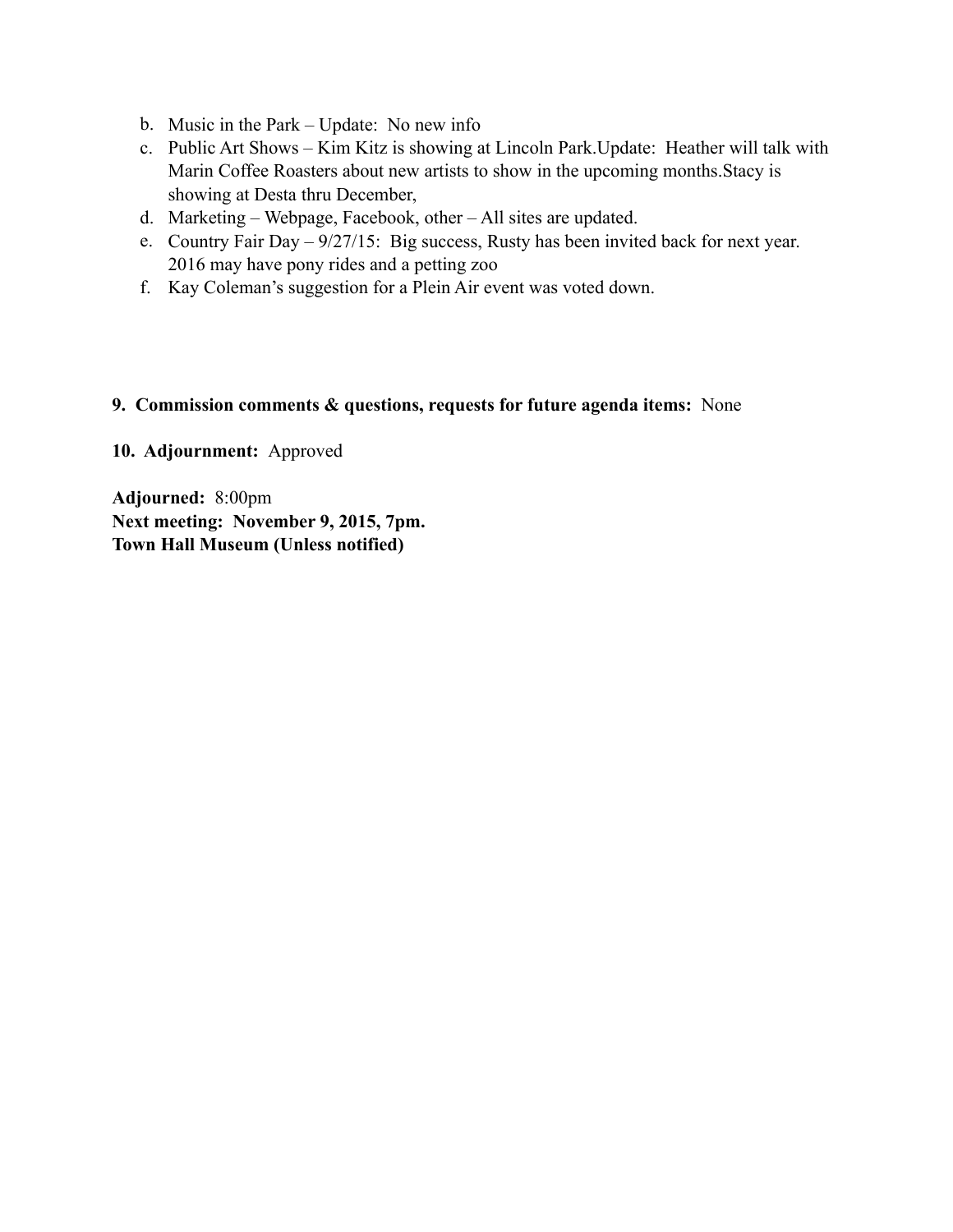b. Music in the Park – Update: No new info
c. Public Art Shows – Kim Kitz is showing at Lincoln Park.Update: Heather will talk with Marin Coffee Roasters about new artists to show in the upcoming months.Stacy is showing at Desta thru December,
d. Marketing – Webpage, Facebook, other – All sites are updated.
e. Country Fair Day – 9/27/15: Big success, Rusty has been invited back for next year. 2016 may have pony rides and a petting zoo
f. Kay Coleman's suggestion for a Plein Air event was voted down.

**9. Commission comments & questions, requests for future agenda items:** None

**10. Adjournment:** Approved

**Adjourned:** 8:00pm
**Next meeting: November 9, 2015, 7pm.**
**Town Hall Museum (Unless notified)**